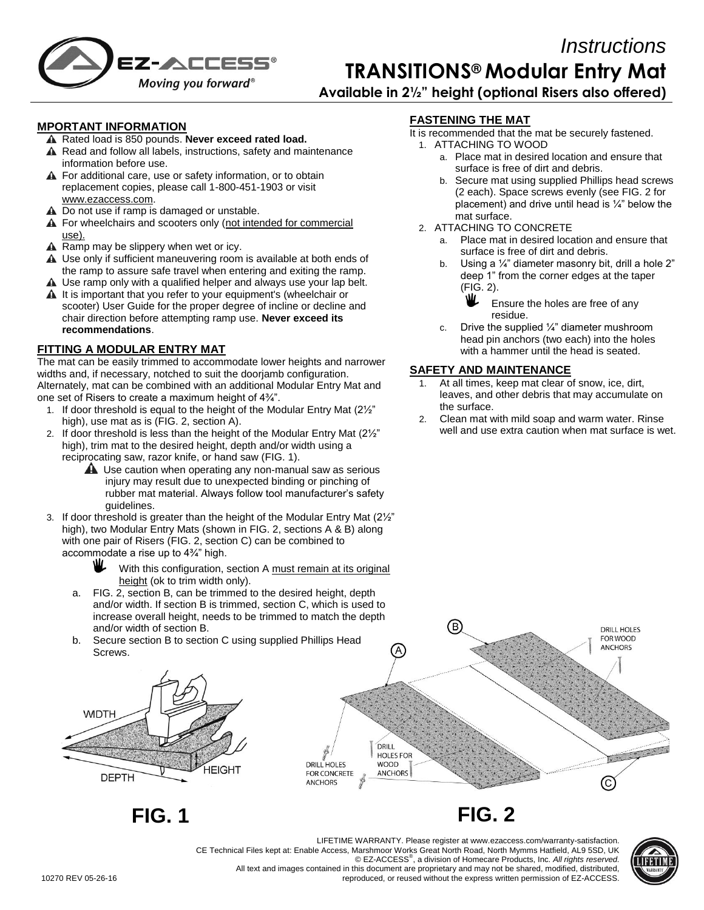# *Instructions*

# TRANSITIONS® Modular Entry Mat

**Available in 2½" height (optional Risers also offered)**

## MPORTANT INFORMATION

- Rated load is 850 pounds. **Never exceed rated load.**
- Read and follow all labels, instructions, safety and maintenance information before use.
- For additional care, use or safety information, or to obtain replacement copies, please call 1-800-451-1903 or visit www.ezaccess.com.
- Do not use if ramp is damaged or unstable.
- For wheelchairs and scooters only (not intended for commercial use).
- Ramp may be slippery when wet or icy.
- Use only if sufficient maneuvering room is available at both ends of the ramp to assure safe travel when entering and exiting the ramp.
- Use ramp only with a qualified helper and always use your lap belt.
- It is important that you refer to your equipment's (wheelchair or scooter) User Guide for the proper degree of incline or decline and chair direction before attempting ramp use. **Never exceed its recommendations**.

## FITTING A MODULAR ENTRY MAT

The mat can be easily trimmed to accommodate lower heights and narrower widths and, if necessary, notched to suit the doorjamb configuration. Alternately, mat can be combined with an additional Modular Entry Mat and one set of Risers to create a maximum height of 4¾".

1. If door threshold is equal to the height of the Modular Entry Mat (2½" high), use mat as is (FIG. 2, section A).
2. If door threshold is less than the height of the Modular Entry Mat (2½" high), trim mat to the desired height, depth and/or width using a reciprocating saw, razor knife, or hand saw (FIG. 1).
   - Use caution when operating any non-manual saw as serious injury may result due to unexpected binding or pinching of rubber mat material. Always follow tool manufacturer's safety guidelines.
3. If door threshold is greater than the height of the Modular Entry Mat (2½" high), two Modular Entry Mats (shown in FIG. 2, sections A & B) along with one pair of Risers (FIG. 2, section C) can be combined to accommodate a rise up to 4¾" high.
   - With this configuration, section A must remain at its original height (ok to trim width only).

   a. FIG. 2, section B, can be trimmed to the desired height, depth and/or width. If section B is trimmed, section C, which is used to increase overall height, needs to be trimmed to match the depth and/or width of section B.

   b. Secure section B to section C using supplied Phillips Head Screws.

## FASTENING THE MAT

It is recommended that the mat be securely fastened.

1. ATTACHING TO WOOD
   a. Place mat in desired location and ensure that surface is free of dirt and debris.
   b. Secure mat using supplied Phillips head screws (2 each). Space screws evenly (see FIG. 2 for placement) and drive until head is ¼" below the mat surface.
2. ATTACHING TO CONCRETE
   a. Place mat in desired location and ensure that surface is free of dirt and debris.
   b. Using a ¼" diameter masonry bit, drill a hole 2" deep 1" from the corner edges at the taper (FIG. 2).
      - Ensure the holes are free of any residue.
   c. Drive the supplied ¼" diameter mushroom head pin anchors (two each) into the holes with a hammer until the head is seated.

## SAFETY AND MAINTENANCE

1. At all times, keep mat clear of snow, ice, dirt, leaves, and other debris that may accumulate on the surface.
2. Clean mat with mild soap and warm water. Rinse well and use extra caution when mat surface is wet.

WIDTH

DEPTH

HEIGHT

**FIG. 1**

A

B

C

DRILL HOLES FOR WOOD ANCHORS

DRILL HOLES FOR CONCRETE ANCHORS

DRILL HOLES FOR WOOD ANCHORS

**FIG. 2**

LIFETIME WARRANTY. Please register at www.ezaccess.com/warranty-satisfaction.
CE Technical Files kept at: Enable Access, Marshmoor Works Great North Road, North Mymms Hatfield, AL9 5SD, UK
© EZ-ACCESS®, a division of Homecare Products, Inc. *All rights reserved.*
All text and images contained in this document are proprietary and may not be shared, modified, distributed, reproduced, or reused without the express written permission of EZ-ACCESS.

10270 REV 05-26-16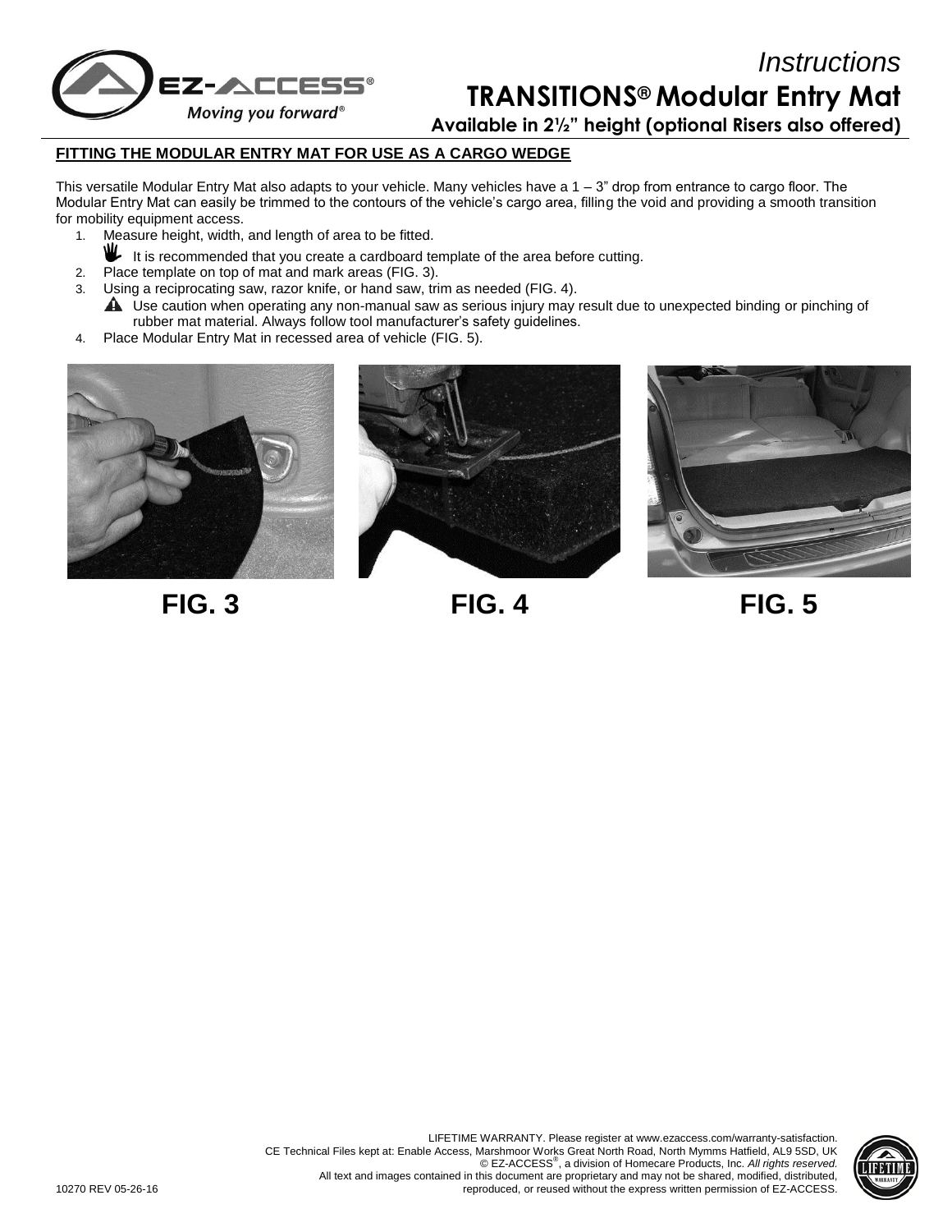*Instructions*

# TRANSITIONS® Modular Entry Mat

**Available in 2½" height (optional Risers also offered)**

## FITTING THE MODULAR ENTRY MAT FOR USE AS A CARGO WEDGE

This versatile Modular Entry Mat also adapts to your vehicle. Many vehicles have a 1 – 3" drop from entrance to cargo floor. The Modular Entry Mat can easily be trimmed to the contours of the vehicle's cargo area, filling the void and providing a smooth transition for mobility equipment access.

1. Measure height, width, and length of area to be fitted.
   - It is recommended that you create a cardboard template of the area before cutting.
2. Place template on top of mat and mark areas (FIG. 3).
3. Using a reciprocating saw, razor knife, or hand saw, trim as needed (FIG. 4).
   - ⚠ Use caution when operating any non-manual saw as serious injury may result due to unexpected binding or pinching of rubber mat material. Always follow tool manufacturer's safety guidelines.
4. Place Modular Entry Mat in recessed area of vehicle (FIG. 5).

**FIG. 3** **FIG. 4** **FIG. 5**

LIFETIME WARRANTY. Please register at www.ezaccess.com/warranty-satisfaction.
CE Technical Files kept at: Enable Access, Marshmoor Works Great North Road, North Mymms Hatfield, AL9 5SD, UK
© EZ-ACCESS®, a division of Homecare Products, Inc. *All rights reserved.*
All text and images contained in this document are proprietary and may not be shared, modified, distributed, reproduced, or reused without the express written permission of EZ-ACCESS.

10270 REV 05-26-16